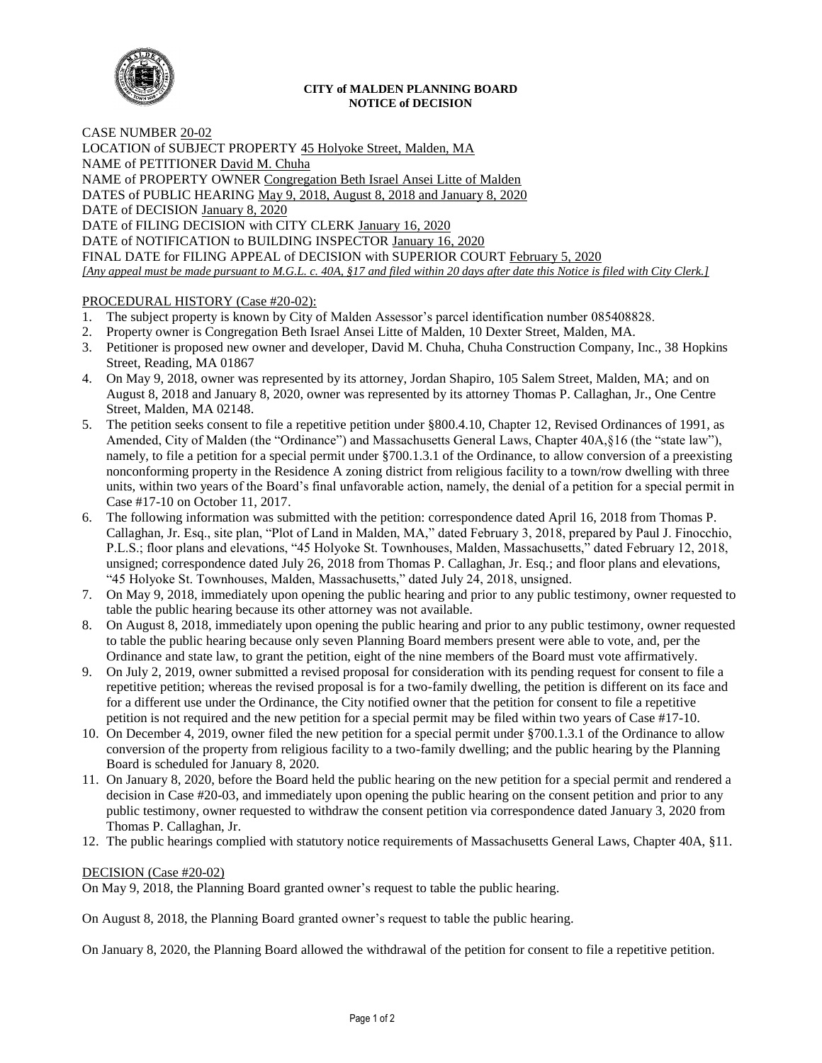# CITY of MALDEN PLANNING BOARD
## NOTICE of DECISION

CASE NUMBER 20-02
LOCATION of SUBJECT PROPERTY 45 Holyoke Street, Malden, MA
NAME of PETITIONER David M. Chuha
NAME of PROPERTY OWNER Congregation Beth Israel Ansei Litte of Malden
DATES of PUBLIC HEARING May 9, 2018, August 8, 2018 and January 8, 2020
DATE of DECISION January 8, 2020
DATE of FILING DECISION with CITY CLERK January 16, 2020
DATE of NOTIFICATION to BUILDING INSPECTOR January 16, 2020
FINAL DATE for FILING APPEAL of DECISION with SUPERIOR COURT February 5, 2020
*[Any appeal must be made pursuant to M.G.L. c. 40A, §17 and filed within 20 days after date this Notice is filed with City Clerk.]*

PROCEDURAL HISTORY (Case #20-02):

1. The subject property is known by City of Malden Assessor's parcel identification number 085408828.
2. Property owner is Congregation Beth Israel Ansei Litte of Malden, 10 Dexter Street, Malden, MA.
3. Petitioner is proposed new owner and developer, David M. Chuha, Chuha Construction Company, Inc., 38 Hopkins Street, Reading, MA 01867
4. On May 9, 2018, owner was represented by its attorney, Jordan Shapiro, 105 Salem Street, Malden, MA; and on August 8, 2018 and January 8, 2020, owner was represented by its attorney Thomas P. Callaghan, Jr., One Centre Street, Malden, MA 02148.
5. The petition seeks consent to file a repetitive petition under §800.4.10, Chapter 12, Revised Ordinances of 1991, as Amended, City of Malden (the "Ordinance") and Massachusetts General Laws, Chapter 40A,§16 (the "state law"), namely, to file a petition for a special permit under §700.1.3.1 of the Ordinance, to allow conversion of a preexisting nonconforming property in the Residence A zoning district from religious facility to a town/row dwelling with three units, within two years of the Board's final unfavorable action, namely, the denial of a petition for a special permit in Case #17-10 on October 11, 2017.
6. The following information was submitted with the petition: correspondence dated April 16, 2018 from Thomas P. Callaghan, Jr. Esq., site plan, "Plot of Land in Malden, MA," dated February 3, 2018, prepared by Paul J. Finocchio, P.L.S.; floor plans and elevations, "45 Holyoke St. Townhouses, Malden, Massachusetts," dated February 12, 2018, unsigned; correspondence dated July 26, 2018 from Thomas P. Callaghan, Jr. Esq.; and floor plans and elevations, "45 Holyoke St. Townhouses, Malden, Massachusetts," dated July 24, 2018, unsigned.
7. On May 9, 2018, immediately upon opening the public hearing and prior to any public testimony, owner requested to table the public hearing because its other attorney was not available.
8. On August 8, 2018, immediately upon opening the public hearing and prior to any public testimony, owner requested to table the public hearing because only seven Planning Board members present were able to vote, and, per the Ordinance and state law, to grant the petition, eight of the nine members of the Board must vote affirmatively.
9. On July 2, 2019, owner submitted a revised proposal for consideration with its pending request for consent to file a repetitive petition; whereas the revised proposal is for a two-family dwelling, the petition is different on its face and for a different use under the Ordinance, the City notified owner that the petition for consent to file a repetitive petition is not required and the new petition for a special permit may be filed within two years of Case #17-10.
10. On December 4, 2019, owner filed the new petition for a special permit under §700.1.3.1 of the Ordinance to allow conversion of the property from religious facility to a two-family dwelling; and the public hearing by the Planning Board is scheduled for January 8, 2020.
11. On January 8, 2020, before the Board held the public hearing on the new petition for a special permit and rendered a decision in Case #20-03, and immediately upon opening the public hearing on the consent petition and prior to any public testimony, owner requested to withdraw the consent petition via correspondence dated January 3, 2020 from Thomas P. Callaghan, Jr.
12. The public hearings complied with statutory notice requirements of Massachusetts General Laws, Chapter 40A, §11.

DECISION (Case #20-02)

On May 9, 2018, the Planning Board granted owner's request to table the public hearing.

On August 8, 2018, the Planning Board granted owner's request to table the public hearing.

On January 8, 2020, the Planning Board allowed the withdrawal of the petition for consent to file a repetitive petition.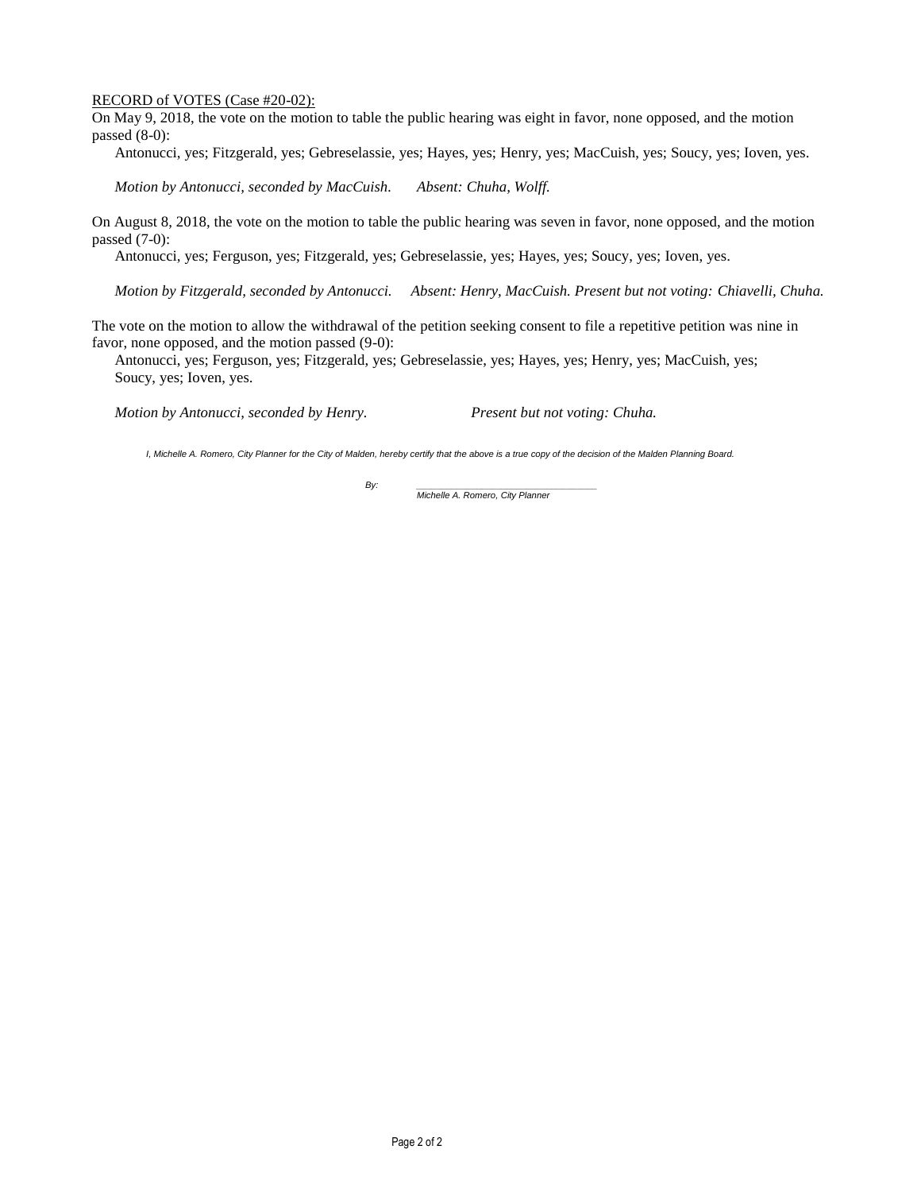RECORD of VOTES (Case #20-02):

On May 9, 2018, the vote on the motion to table the public hearing was eight in favor, none opposed, and the motion passed (8-0):

Antonucci, yes; Fitzgerald, yes; Gebreselassie, yes; Hayes, yes; Henry, yes; MacCuish, yes; Soucy, yes; Ioven, yes.

*Motion by Antonucci, seconded by MacCuish.* *Absent: Chuha, Wolff.*

On August 8, 2018, the vote on the motion to table the public hearing was seven in favor, none opposed, and the motion passed (7-0):

Antonucci, yes; Ferguson, yes; Fitzgerald, yes; Gebreselassie, yes; Hayes, yes; Soucy, yes; Ioven, yes.

*Motion by Fitzgerald, seconded by Antonucci.* *Absent: Henry, MacCuish. Present but not voting: Chiavelli, Chuha.*

The vote on the motion to allow the withdrawal of the petition seeking consent to file a repetitive petition was nine in favor, none opposed, and the motion passed (9-0):

Antonucci, yes; Ferguson, yes; Fitzgerald, yes; Gebreselassie, yes; Hayes, yes; Henry, yes; MacCuish, yes; Soucy, yes; Ioven, yes.

*Motion by Antonucci, seconded by Henry.* *Present but not voting: Chuha.*

*I, Michelle A. Romero, City Planner for the City of Malden, hereby certify that the above is a true copy of the decision of the Malden Planning Board.*

*By:* ______________________________

*Michelle A. Romero, City Planner*